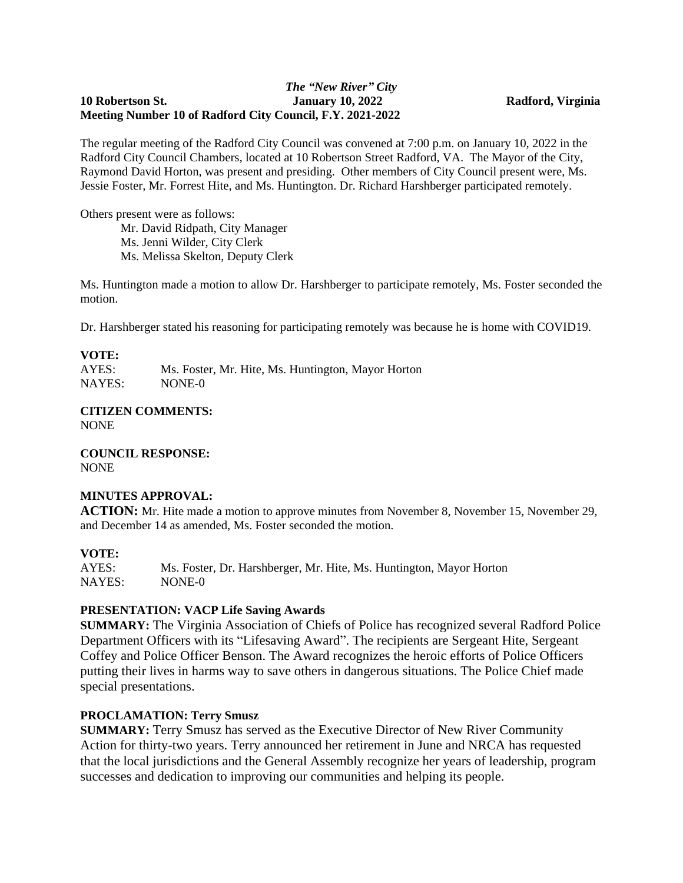*The "New River" City*

**10 Robertson St. January 10, 2022 Radford, Virginia**

**Meeting Number 10 of Radford City Council, F.Y. 2021-2022**

The regular meeting of the Radford City Council was convened at 7:00 p.m. on January 10, 2022 in the Radford City Council Chambers, located at 10 Robertson Street Radford, VA. The Mayor of the City, Raymond David Horton, was present and presiding. Other members of City Council present were, Ms. Jessie Foster, Mr. Forrest Hite, and Ms. Huntington. Dr. Richard Harshberger participated remotely.

Others present were as follows:

Mr. David Ridpath, City Manager
Ms. Jenni Wilder, City Clerk
Ms. Melissa Skelton, Deputy Clerk

Ms. Huntington made a motion to allow Dr. Harshberger to participate remotely, Ms. Foster seconded the motion.

Dr. Harshberger stated his reasoning for participating remotely was because he is home with COVID19.

**VOTE:**

AYES: Ms. Foster, Mr. Hite, Ms. Huntington, Mayor Horton
NAYES: NONE-0

**CITIZEN COMMENTS:**
NONE

**COUNCIL RESPONSE:**
NONE

**MINUTES APPROVAL:**

**ACTION:** Mr. Hite made a motion to approve minutes from November 8, November 15, November 29, and December 14 as amended, Ms. Foster seconded the motion.

**VOTE:**

AYES: Ms. Foster, Dr. Harshberger, Mr. Hite, Ms. Huntington, Mayor Horton
NAYES: NONE-0

**PRESENTATION: VACP Life Saving Awards**

**SUMMARY:** The Virginia Association of Chiefs of Police has recognized several Radford Police Department Officers with its "Lifesaving Award". The recipients are Sergeant Hite, Sergeant Coffey and Police Officer Benson. The Award recognizes the heroic efforts of Police Officers putting their lives in harms way to save others in dangerous situations. The Police Chief made special presentations.

**PROCLAMATION: Terry Smusz**

**SUMMARY:** Terry Smusz has served as the Executive Director of New River Community Action for thirty-two years. Terry announced her retirement in June and NRCA has requested that the local jurisdictions and the General Assembly recognize her years of leadership, program successes and dedication to improving our communities and helping its people.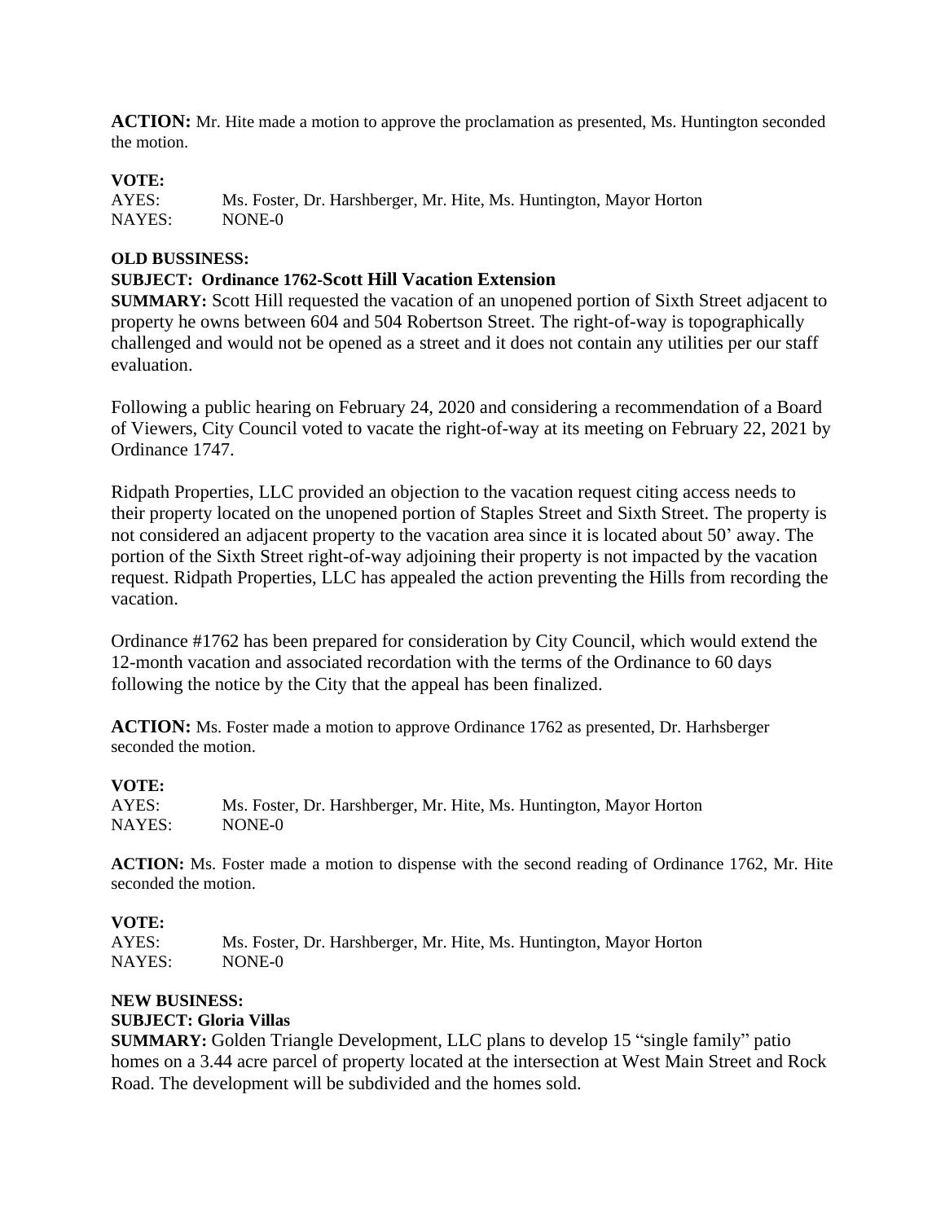**ACTION:** Mr. Hite made a motion to approve the proclamation as presented, Ms. Huntington seconded the motion.

**VOTE:**
AYES: Ms. Foster, Dr. Harshberger, Mr. Hite, Ms. Huntington, Mayor Horton
NAYES: NONE-0

**OLD BUSSINESS:**
**SUBJECT: Ordinance 1762-Scott Hill Vacation Extension**
**SUMMARY:** Scott Hill requested the vacation of an unopened portion of Sixth Street adjacent to property he owns between 604 and 504 Robertson Street. The right-of-way is topographically challenged and would not be opened as a street and it does not contain any utilities per our staff evaluation.

Following a public hearing on February 24, 2020 and considering a recommendation of a Board of Viewers, City Council voted to vacate the right-of-way at its meeting on February 22, 2021 by Ordinance 1747.

Ridpath Properties, LLC provided an objection to the vacation request citing access needs to their property located on the unopened portion of Staples Street and Sixth Street. The property is not considered an adjacent property to the vacation area since it is located about 50' away. The portion of the Sixth Street right-of-way adjoining their property is not impacted by the vacation request. Ridpath Properties, LLC has appealed the action preventing the Hills from recording the vacation.

Ordinance #1762 has been prepared for consideration by City Council, which would extend the 12-month vacation and associated recordation with the terms of the Ordinance to 60 days following the notice by the City that the appeal has been finalized.

**ACTION:** Ms. Foster made a motion to approve Ordinance 1762 as presented, Dr. Harhsberger seconded the motion.

**VOTE:**
AYES: Ms. Foster, Dr. Harshberger, Mr. Hite, Ms. Huntington, Mayor Horton
NAYES: NONE-0

**ACTION:** Ms. Foster made a motion to dispense with the second reading of Ordinance 1762, Mr. Hite seconded the motion.

**VOTE:**
AYES: Ms. Foster, Dr. Harshberger, Mr. Hite, Ms. Huntington, Mayor Horton
NAYES: NONE-0

**NEW BUSINESS:**
**SUBJECT: Gloria Villas**
**SUMMARY:** Golden Triangle Development, LLC plans to develop 15 "single family" patio homes on a 3.44 acre parcel of property located at the intersection at West Main Street and Rock Road. The development will be subdivided and the homes sold.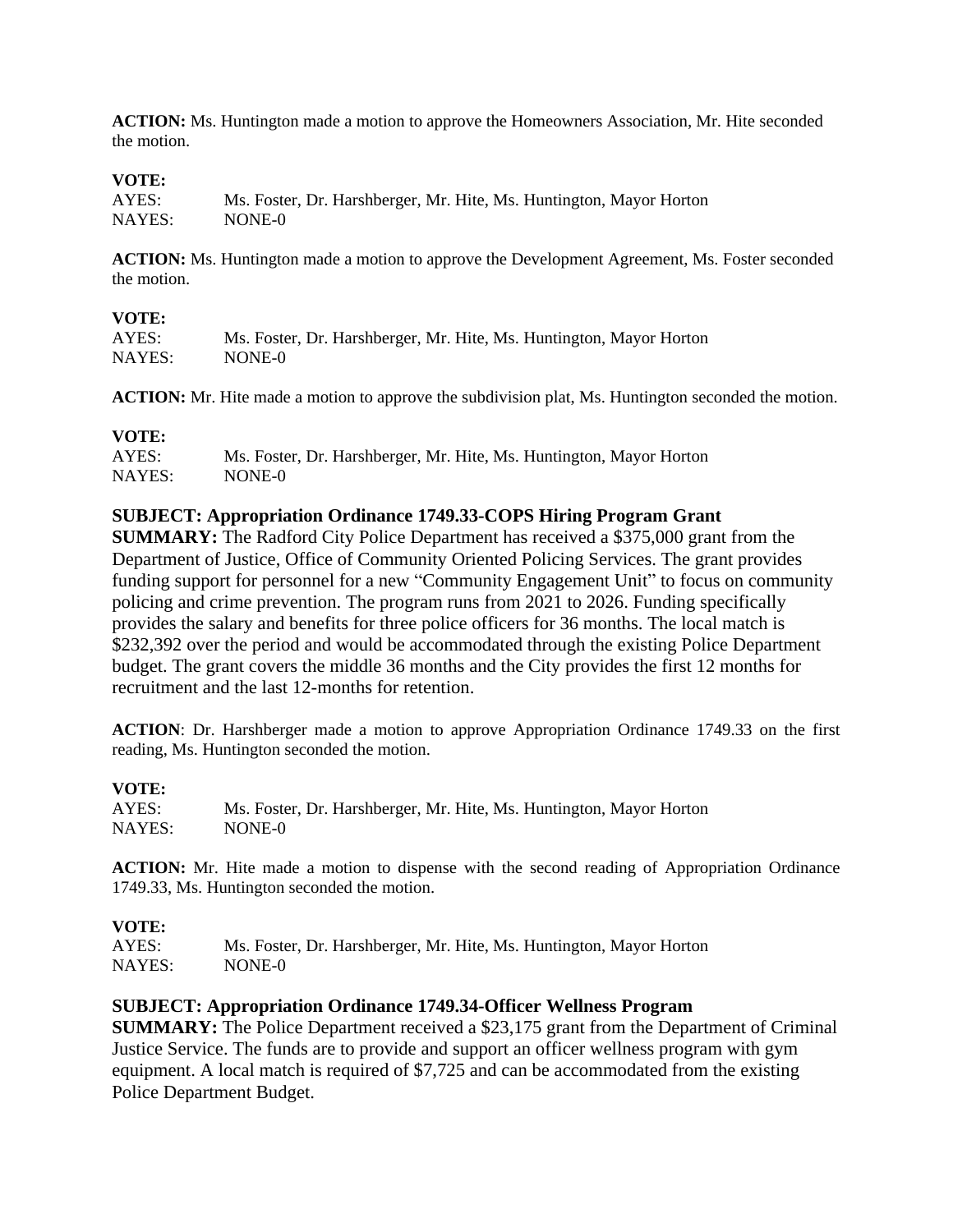**ACTION:** Ms. Huntington made a motion to approve the Homeowners Association, Mr. Hite seconded the motion.

**VOTE:**
AYES: Ms. Foster, Dr. Harshberger, Mr. Hite, Ms. Huntington, Mayor Horton
NAYES: NONE-0

**ACTION:** Ms. Huntington made a motion to approve the Development Agreement, Ms. Foster seconded the motion.

**VOTE:**
AYES: Ms. Foster, Dr. Harshberger, Mr. Hite, Ms. Huntington, Mayor Horton
NAYES: NONE-0

**ACTION:** Mr. Hite made a motion to approve the subdivision plat, Ms. Huntington seconded the motion.

**VOTE:**
AYES: Ms. Foster, Dr. Harshberger, Mr. Hite, Ms. Huntington, Mayor Horton
NAYES: NONE-0

**SUBJECT: Appropriation Ordinance 1749.33-COPS Hiring Program Grant**
**SUMMARY:** The Radford City Police Department has received a $375,000 grant from the Department of Justice, Office of Community Oriented Policing Services. The grant provides funding support for personnel for a new "Community Engagement Unit" to focus on community policing and crime prevention. The program runs from 2021 to 2026. Funding specifically provides the salary and benefits for three police officers for 36 months. The local match is $232,392 over the period and would be accommodated through the existing Police Department budget. The grant covers the middle 36 months and the City provides the first 12 months for recruitment and the last 12-months for retention.

**ACTION**: Dr. Harshberger made a motion to approve Appropriation Ordinance 1749.33 on the first reading, Ms. Huntington seconded the motion.

**VOTE:**
AYES: Ms. Foster, Dr. Harshberger, Mr. Hite, Ms. Huntington, Mayor Horton
NAYES: NONE-0

**ACTION:** Mr. Hite made a motion to dispense with the second reading of Appropriation Ordinance 1749.33, Ms. Huntington seconded the motion.

**VOTE:**
AYES: Ms. Foster, Dr. Harshberger, Mr. Hite, Ms. Huntington, Mayor Horton
NAYES: NONE-0

**SUBJECT: Appropriation Ordinance 1749.34-Officer Wellness Program**
**SUMMARY:** The Police Department received a $23,175 grant from the Department of Criminal Justice Service. The funds are to provide and support an officer wellness program with gym equipment. A local match is required of $7,725 and can be accommodated from the existing Police Department Budget.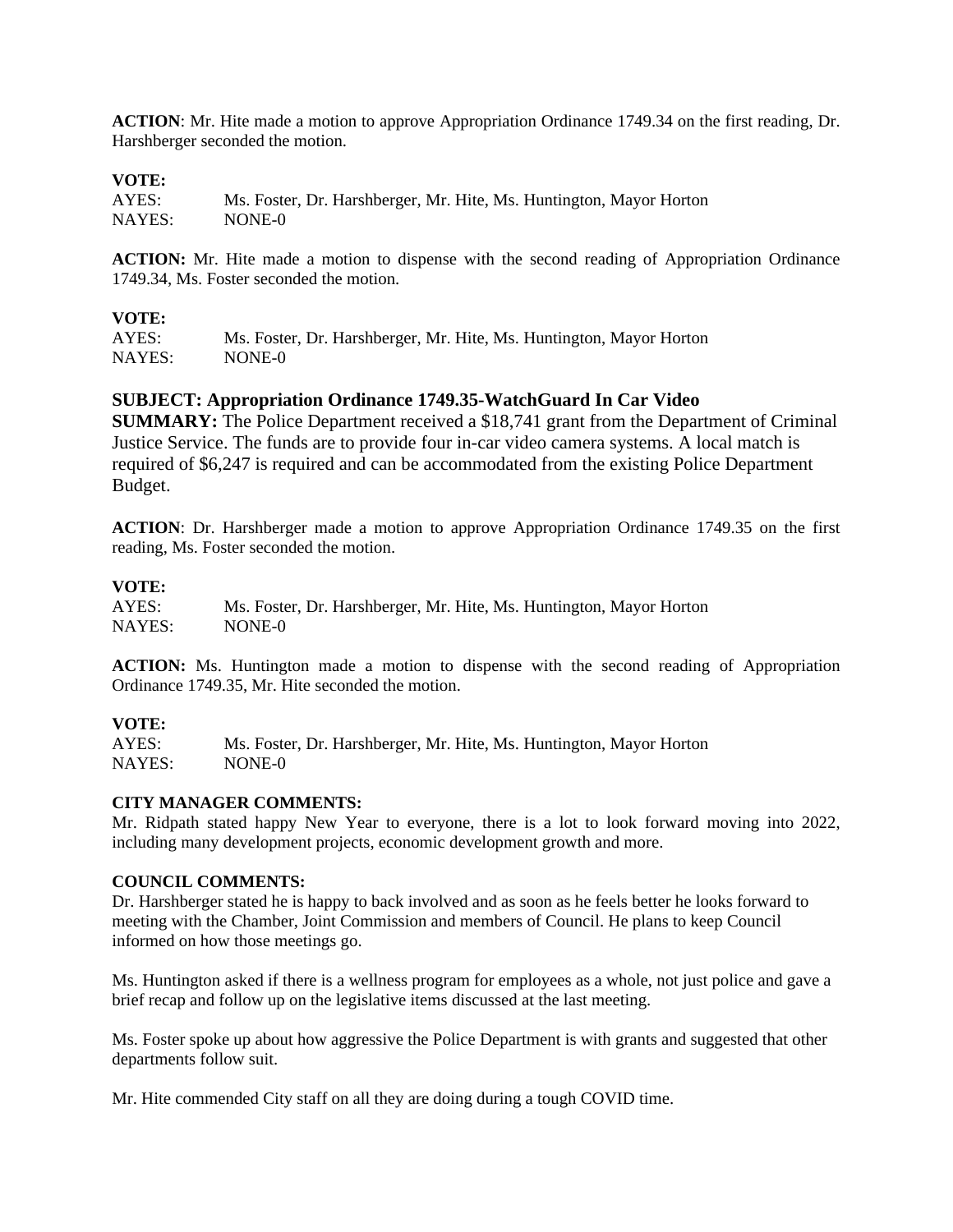**ACTION**: Mr. Hite made a motion to approve Appropriation Ordinance 1749.34 on the first reading, Dr. Harshberger seconded the motion.

**VOTE:**
AYES: Ms. Foster, Dr. Harshberger, Mr. Hite, Ms. Huntington, Mayor Horton
NAYES: NONE-0

**ACTION:** Mr. Hite made a motion to dispense with the second reading of Appropriation Ordinance 1749.34, Ms. Foster seconded the motion.

**VOTE:**
AYES: Ms. Foster, Dr. Harshberger, Mr. Hite, Ms. Huntington, Mayor Horton
NAYES: NONE-0

**SUBJECT: Appropriation Ordinance 1749.35-WatchGuard In Car Video**
**SUMMARY:** The Police Department received a $18,741 grant from the Department of Criminal Justice Service. The funds are to provide four in-car video camera systems. A local match is required of $6,247 is required and can be accommodated from the existing Police Department Budget.

**ACTION**: Dr. Harshberger made a motion to approve Appropriation Ordinance 1749.35 on the first reading, Ms. Foster seconded the motion.

**VOTE:**
AYES: Ms. Foster, Dr. Harshberger, Mr. Hite, Ms. Huntington, Mayor Horton
NAYES: NONE-0

**ACTION:** Ms. Huntington made a motion to dispense with the second reading of Appropriation Ordinance 1749.35, Mr. Hite seconded the motion.

**VOTE:**
AYES: Ms. Foster, Dr. Harshberger, Mr. Hite, Ms. Huntington, Mayor Horton
NAYES: NONE-0

**CITY MANAGER COMMENTS:**
Mr. Ridpath stated happy New Year to everyone, there is a lot to look forward moving into 2022, including many development projects, economic development growth and more.

**COUNCIL COMMENTS:**
Dr. Harshberger stated he is happy to back involved and as soon as he feels better he looks forward to meeting with the Chamber, Joint Commission and members of Council. He plans to keep Council informed on how those meetings go.

Ms. Huntington asked if there is a wellness program for employees as a whole, not just police and gave a brief recap and follow up on the legislative items discussed at the last meeting.

Ms. Foster spoke up about how aggressive the Police Department is with grants and suggested that other departments follow suit.

Mr. Hite commended City staff on all they are doing during a tough COVID time.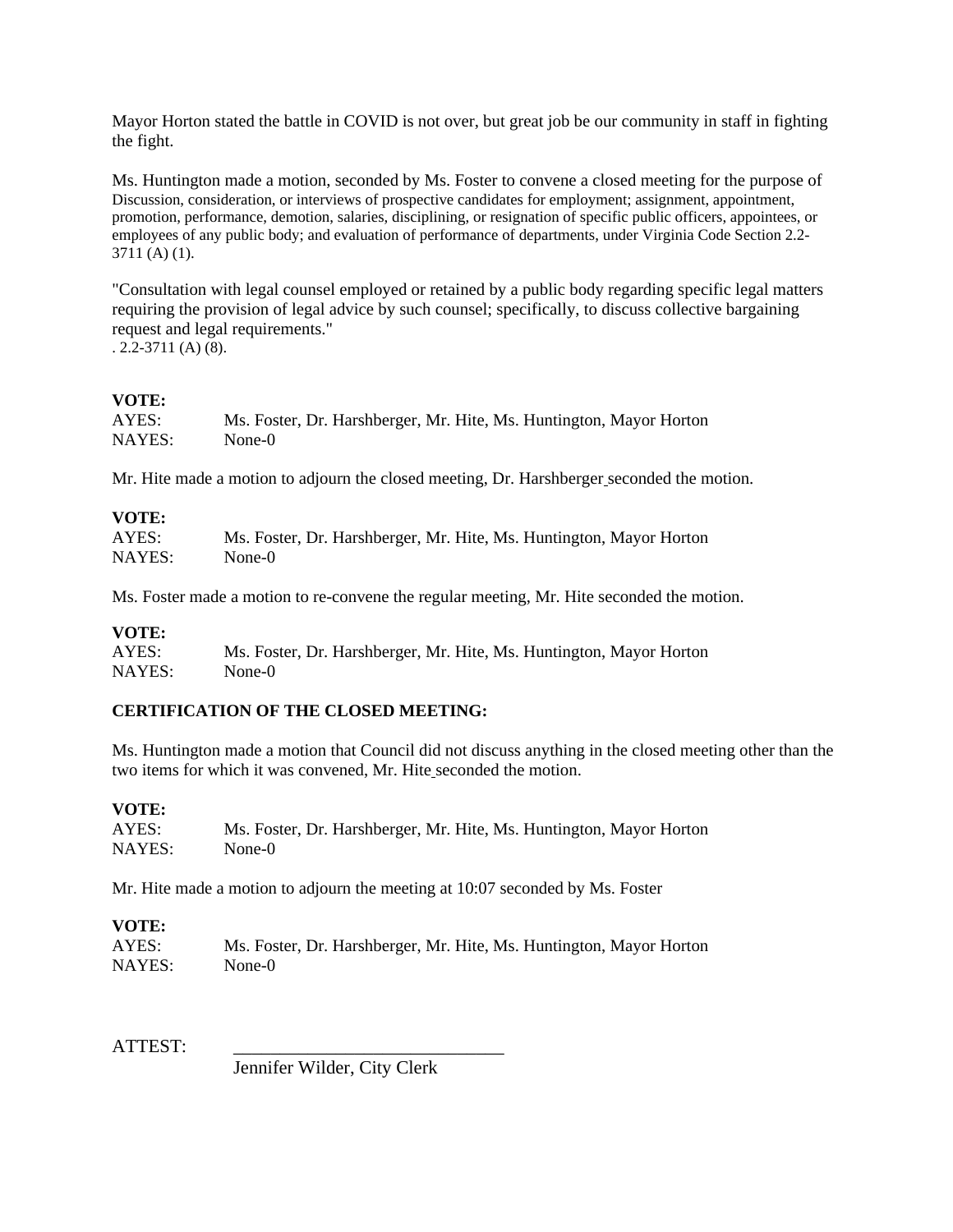Mayor Horton stated the battle in COVID is not over, but great job be our community in staff in fighting the fight.

Ms. Huntington made a motion, seconded by Ms. Foster to convene a closed meeting for the purpose of Discussion, consideration, or interviews of prospective candidates for employment; assignment, appointment, promotion, performance, demotion, salaries, disciplining, or resignation of specific public officers, appointees, or employees of any public body; and evaluation of performance of departments, under Virginia Code Section 2.2-3711 (A) (1).

"Consultation with legal counsel employed or retained by a public body regarding specific legal matters requiring the provision of legal advice by such counsel; specifically, to discuss collective bargaining request and legal requirements."
. 2.2-3711 (A) (8).

**VOTE:**
AYES: Ms. Foster, Dr. Harshberger, Mr. Hite, Ms. Huntington, Mayor Horton
NAYES: None-0

Mr. Hite made a motion to adjourn the closed meeting, Dr. Harshberger seconded the motion.

**VOTE:**
AYES: Ms. Foster, Dr. Harshberger, Mr. Hite, Ms. Huntington, Mayor Horton
NAYES: None-0

Ms. Foster made a motion to re-convene the regular meeting, Mr. Hite seconded the motion.

**VOTE:**
AYES: Ms. Foster, Dr. Harshberger, Mr. Hite, Ms. Huntington, Mayor Horton
NAYES: None-0

**CERTIFICATION OF THE CLOSED MEETING:**

Ms. Huntington made a motion that Council did not discuss anything in the closed meeting other than the two items for which it was convened, Mr. Hite seconded the motion.

**VOTE:**
AYES: Ms. Foster, Dr. Harshberger, Mr. Hite, Ms. Huntington, Mayor Horton
NAYES: None-0

Mr. Hite made a motion to adjourn the meeting at 10:07 seconded by Ms. Foster

**VOTE:**
AYES: Ms. Foster, Dr. Harshberger, Mr. Hite, Ms. Huntington, Mayor Horton
NAYES: None-0

ATTEST: \_\_\_\_\_\_\_\_\_\_\_\_\_\_\_\_\_\_\_\_\_\_\_\_\_\_\_\_\_\_
Jennifer Wilder, City Clerk